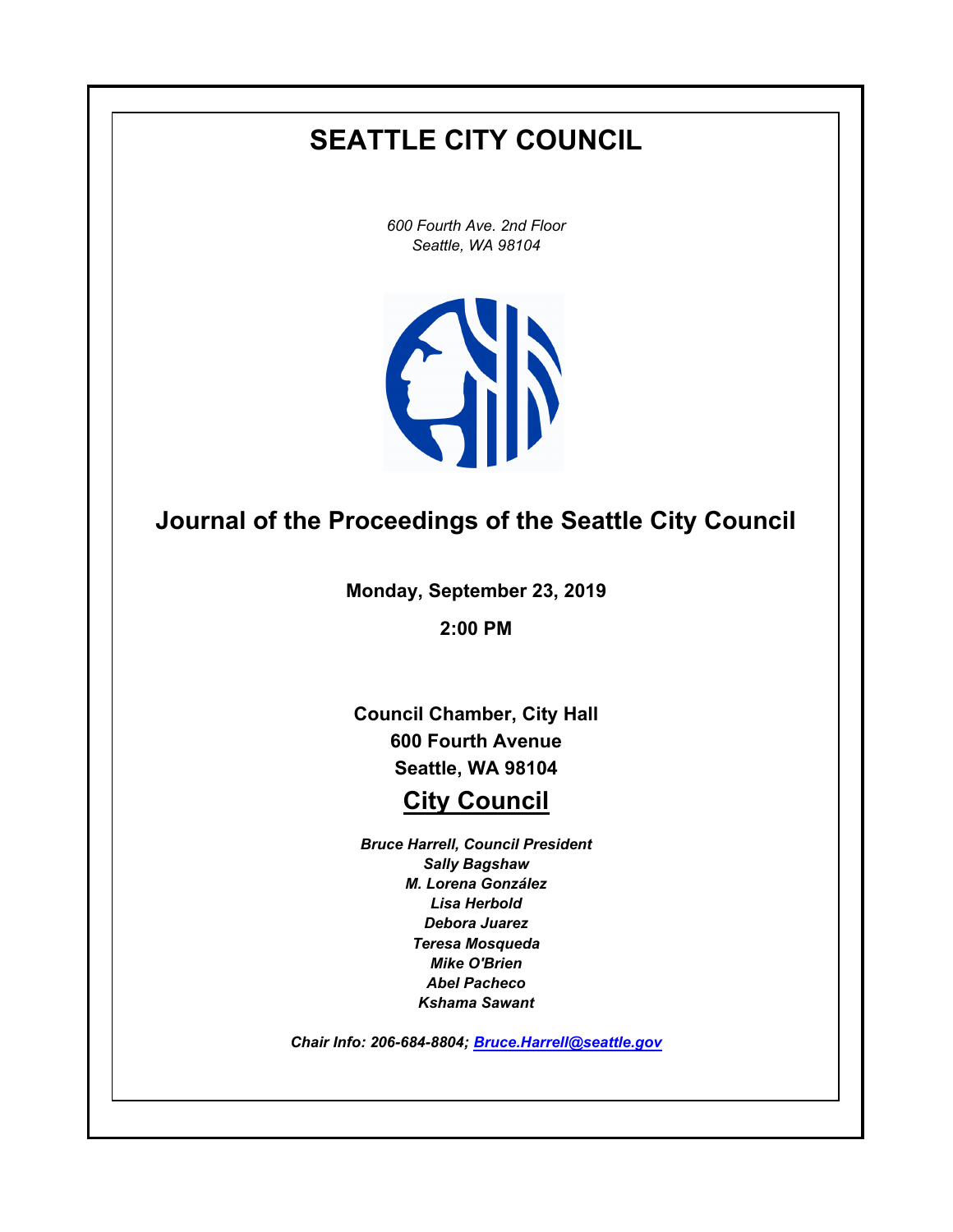# SEATTLE CITY COUNCIL

*600 Fourth Ave. 2nd Floor*
*Seattle, WA 98104*

## Journal of the Proceedings of the Seattle City Council

**Monday, September 23, 2019**

**2:00 PM**

**Council Chamber, City Hall**
**600 Fourth Avenue**
**Seattle, WA 98104**

## City Council

***Bruce Harrell, Council President***
***Sally Bagshaw***
***M. Lorena González***
***Lisa Herbold***
***Debora Juarez***
***Teresa Mosqueda***
***Mike O'Brien***
***Abel Pacheco***
***Kshama Sawant***

***Chair Info: 206-684-8804; Bruce.Harrell@seattle.gov***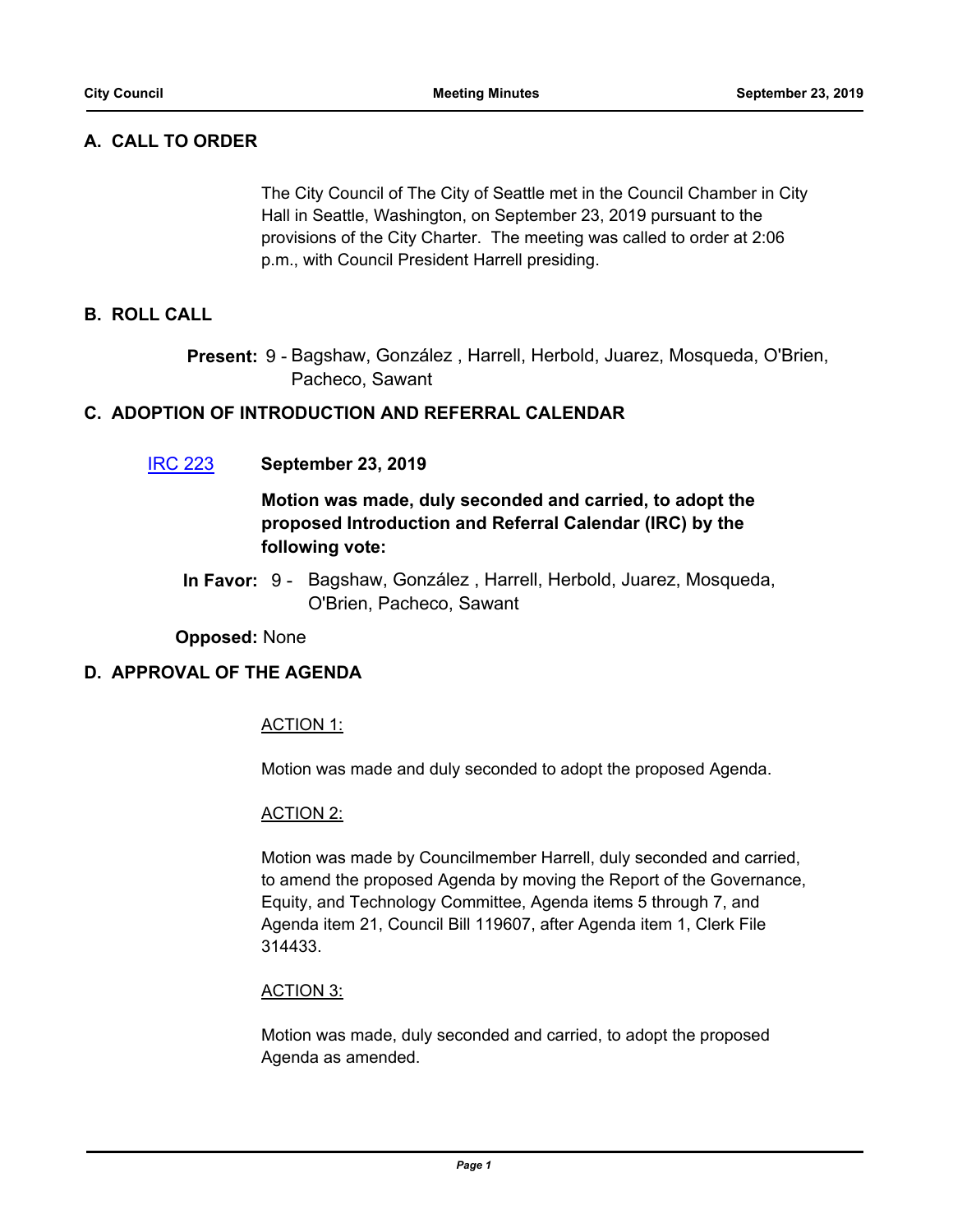## A. CALL TO ORDER

The City Council of The City of Seattle met in the Council Chamber in City Hall in Seattle, Washington, on September 23, 2019 pursuant to the provisions of the City Charter. The meeting was called to order at 2:06 p.m., with Council President Harrell presiding.

## B. ROLL CALL

**Present:** 9 - Bagshaw, González , Harrell, Herbold, Juarez, Mosqueda, O'Brien, Pacheco, Sawant

## C. ADOPTION OF INTRODUCTION AND REFERRAL CALENDAR

IRC 223 **September 23, 2019**

**Motion was made, duly seconded and carried, to adopt the proposed Introduction and Referral Calendar (IRC) by the following vote:**

**In Favor:** 9 - Bagshaw, González , Harrell, Herbold, Juarez, Mosqueda, O'Brien, Pacheco, Sawant

**Opposed:** None

## D. APPROVAL OF THE AGENDA

ACTION 1:

Motion was made and duly seconded to adopt the proposed Agenda.

ACTION 2:

Motion was made by Councilmember Harrell, duly seconded and carried, to amend the proposed Agenda by moving the Report of the Governance, Equity, and Technology Committee, Agenda items 5 through 7, and Agenda item 21, Council Bill 119607, after Agenda item 1, Clerk File 314433.

ACTION 3:

Motion was made, duly seconded and carried, to adopt the proposed Agenda as amended.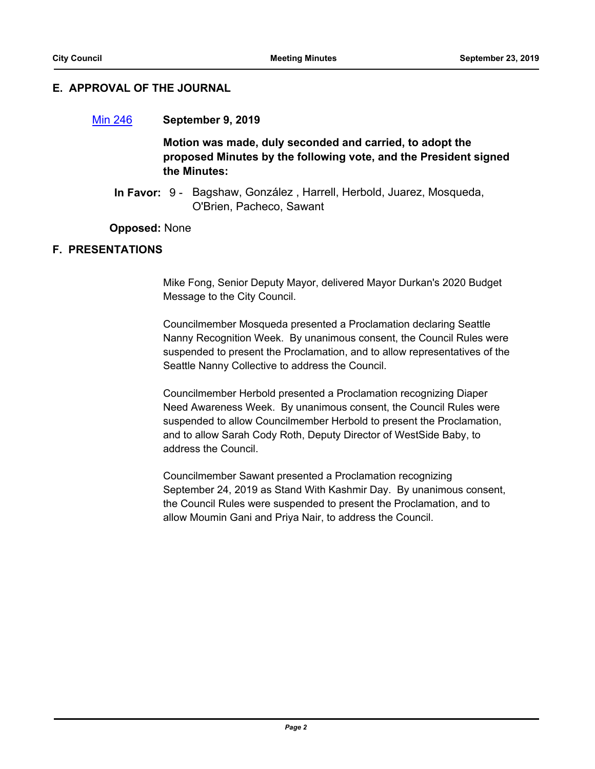## E. APPROVAL OF THE JOURNAL

Min 246 **September 9, 2019**

**Motion was made, duly seconded and carried, to adopt the proposed Minutes by the following vote, and the President signed the Minutes:**

**In Favor:** 9 - Bagshaw, González , Harrell, Herbold, Juarez, Mosqueda, O'Brien, Pacheco, Sawant

**Opposed:** None

## F. PRESENTATIONS

Mike Fong, Senior Deputy Mayor, delivered Mayor Durkan's 2020 Budget Message to the City Council.

Councilmember Mosqueda presented a Proclamation declaring Seattle Nanny Recognition Week. By unanimous consent, the Council Rules were suspended to present the Proclamation, and to allow representatives of the Seattle Nanny Collective to address the Council.

Councilmember Herbold presented a Proclamation recognizing Diaper Need Awareness Week. By unanimous consent, the Council Rules were suspended to allow Councilmember Herbold to present the Proclamation, and to allow Sarah Cody Roth, Deputy Director of WestSide Baby, to address the Council.

Councilmember Sawant presented a Proclamation recognizing September 24, 2019 as Stand With Kashmir Day. By unanimous consent, the Council Rules were suspended to present the Proclamation, and to allow Moumin Gani and Priya Nair, to address the Council.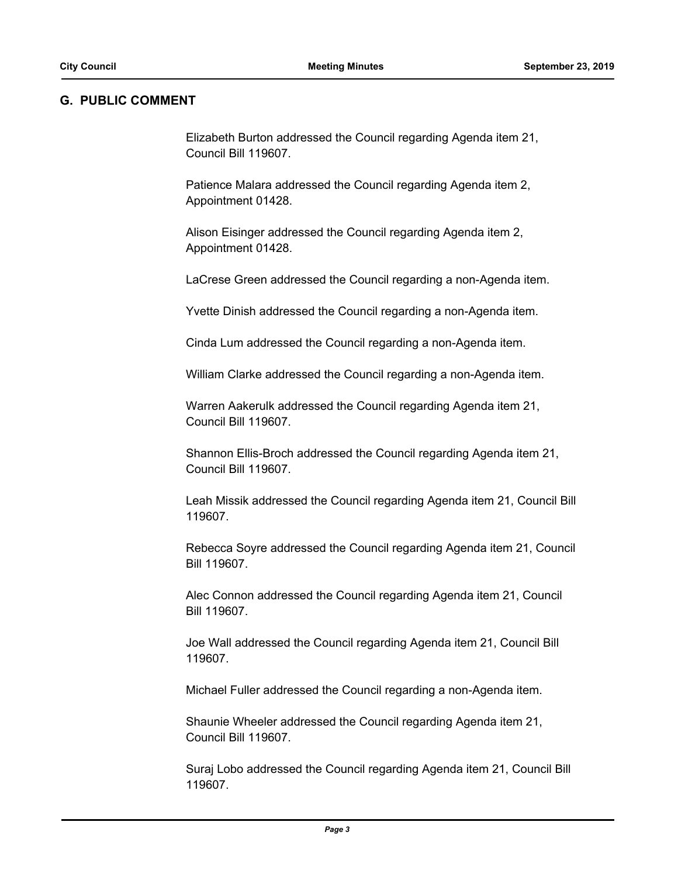## G. PUBLIC COMMENT

Elizabeth Burton addressed the Council regarding Agenda item 21, Council Bill 119607.

Patience Malara addressed the Council regarding Agenda item 2, Appointment 01428.

Alison Eisinger addressed the Council regarding Agenda item 2, Appointment 01428.

LaCrese Green addressed the Council regarding a non-Agenda item.

Yvette Dinish addressed the Council regarding a non-Agenda item.

Cinda Lum addressed the Council regarding a non-Agenda item.

William Clarke addressed the Council regarding a non-Agenda item.

Warren Aakerulk addressed the Council regarding Agenda item 21, Council Bill 119607.

Shannon Ellis-Broch addressed the Council regarding Agenda item 21, Council Bill 119607.

Leah Missik addressed the Council regarding Agenda item 21, Council Bill 119607.

Rebecca Soyre addressed the Council regarding Agenda item 21, Council Bill 119607.

Alec Connon addressed the Council regarding Agenda item 21, Council Bill 119607.

Joe Wall addressed the Council regarding Agenda item 21, Council Bill 119607.

Michael Fuller addressed the Council regarding a non-Agenda item.

Shaunie Wheeler addressed the Council regarding Agenda item 21, Council Bill 119607.

Suraj Lobo addressed the Council regarding Agenda item 21, Council Bill 119607.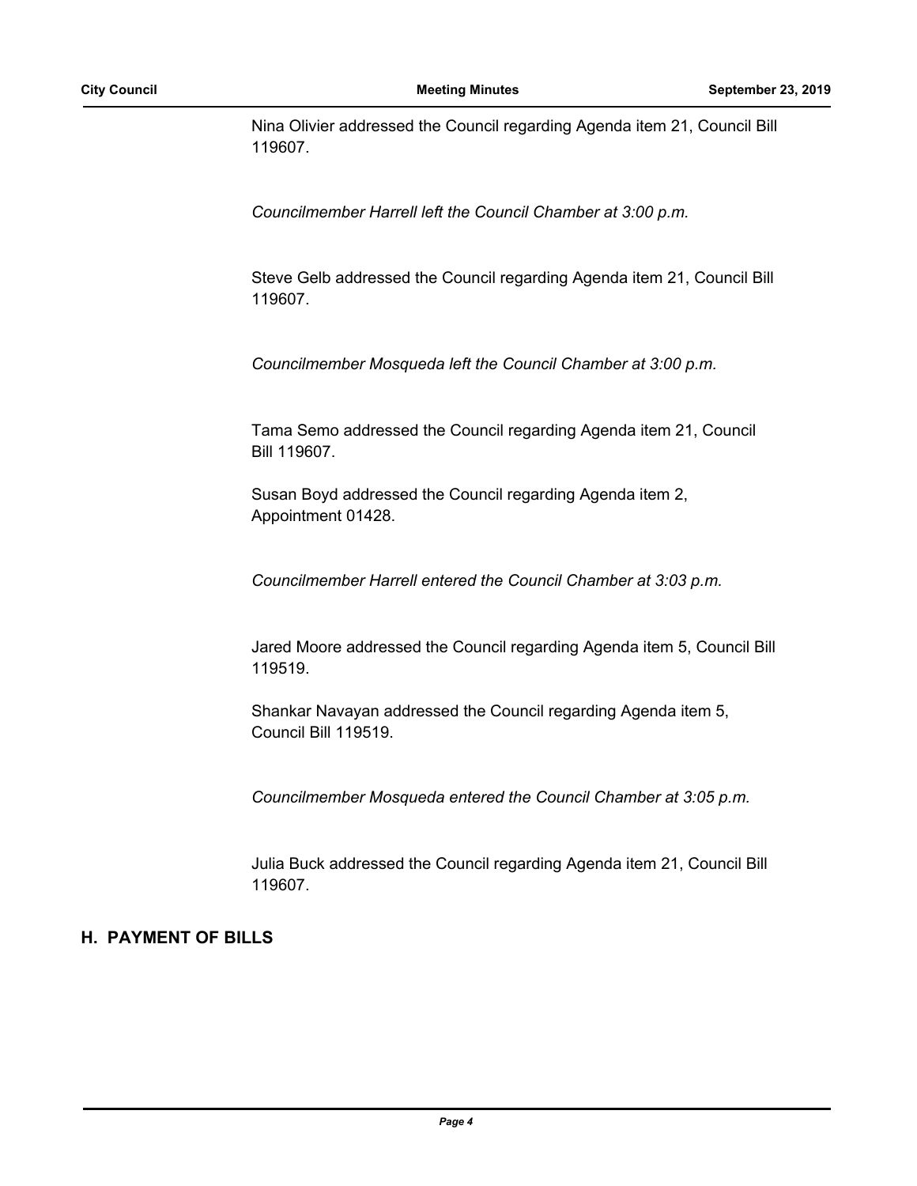Nina Olivier addressed the Council regarding Agenda item 21, Council Bill 119607.

*Councilmember Harrell left the Council Chamber at 3:00 p.m.*

Steve Gelb addressed the Council regarding Agenda item 21, Council Bill 119607.

*Councilmember Mosqueda left the Council Chamber at 3:00 p.m.*

Tama Semo addressed the Council regarding Agenda item 21, Council Bill 119607.

Susan Boyd addressed the Council regarding Agenda item 2, Appointment 01428.

*Councilmember Harrell entered the Council Chamber at 3:03 p.m.*

Jared Moore addressed the Council regarding Agenda item 5, Council Bill 119519.

Shankar Navayan addressed the Council regarding Agenda item 5, Council Bill 119519.

*Councilmember Mosqueda entered the Council Chamber at 3:05 p.m.*

Julia Buck addressed the Council regarding Agenda item 21, Council Bill 119607.

## H. PAYMENT OF BILLS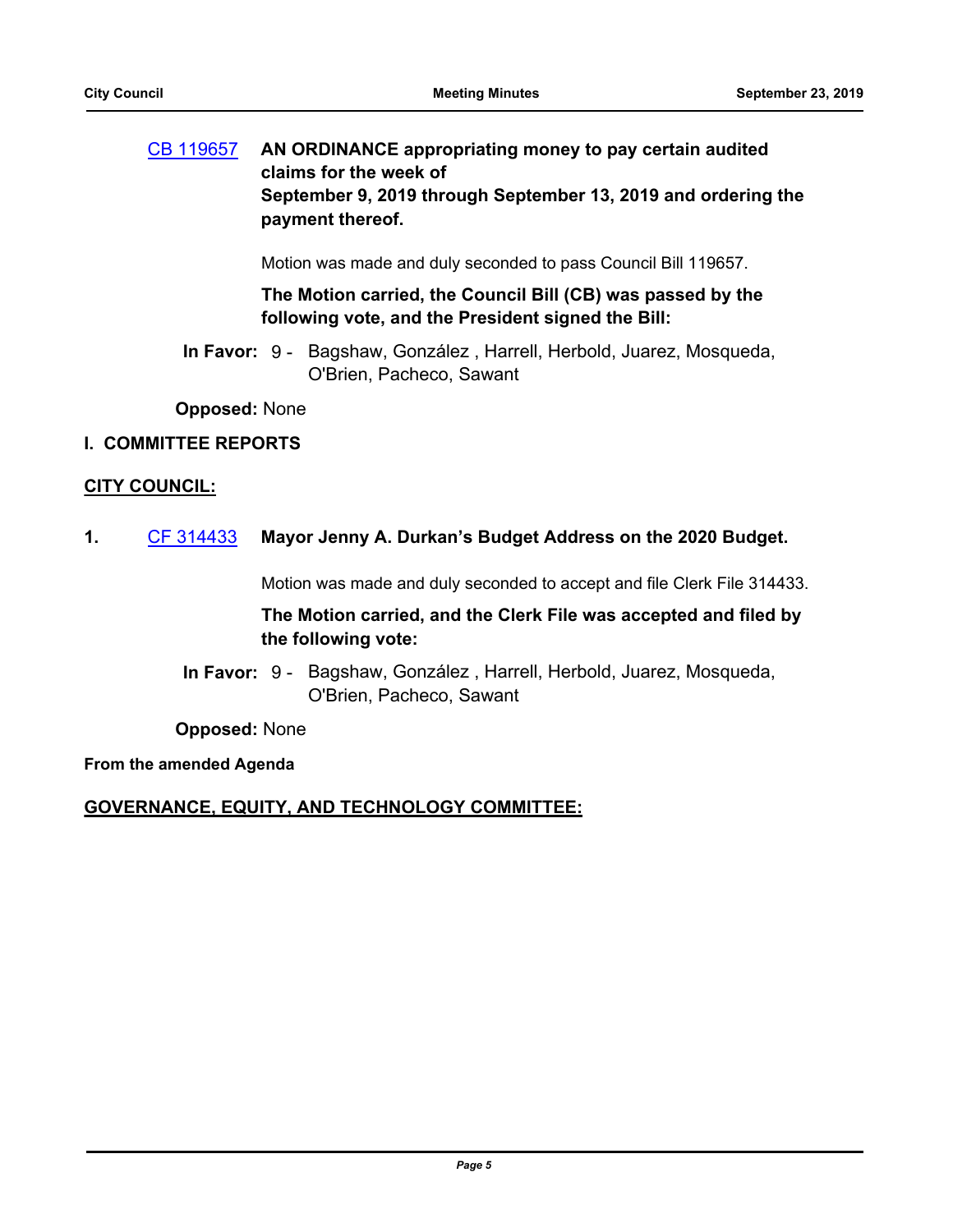CB 119657 **AN ORDINANCE appropriating money to pay certain audited claims for the week of September 9, 2019 through September 13, 2019 and ordering the payment thereof.**

Motion was made and duly seconded to pass Council Bill 119657.

**The Motion carried, the Council Bill (CB) was passed by the following vote, and the President signed the Bill:**

**In Favor:** 9 - Bagshaw, González , Harrell, Herbold, Juarez, Mosqueda, O'Brien, Pacheco, Sawant

**Opposed:** None

## I. COMMITTEE REPORTS

**CITY COUNCIL:**

**1.** CF 314433 **Mayor Jenny A. Durkan's Budget Address on the 2020 Budget.**

Motion was made and duly seconded to accept and file Clerk File 314433.

**The Motion carried, and the Clerk File was accepted and filed by the following vote:**

**In Favor:** 9 - Bagshaw, González , Harrell, Herbold, Juarez, Mosqueda, O'Brien, Pacheco, Sawant

**Opposed:** None

**From the amended Agenda**

**GOVERNANCE, EQUITY, AND TECHNOLOGY COMMITTEE:**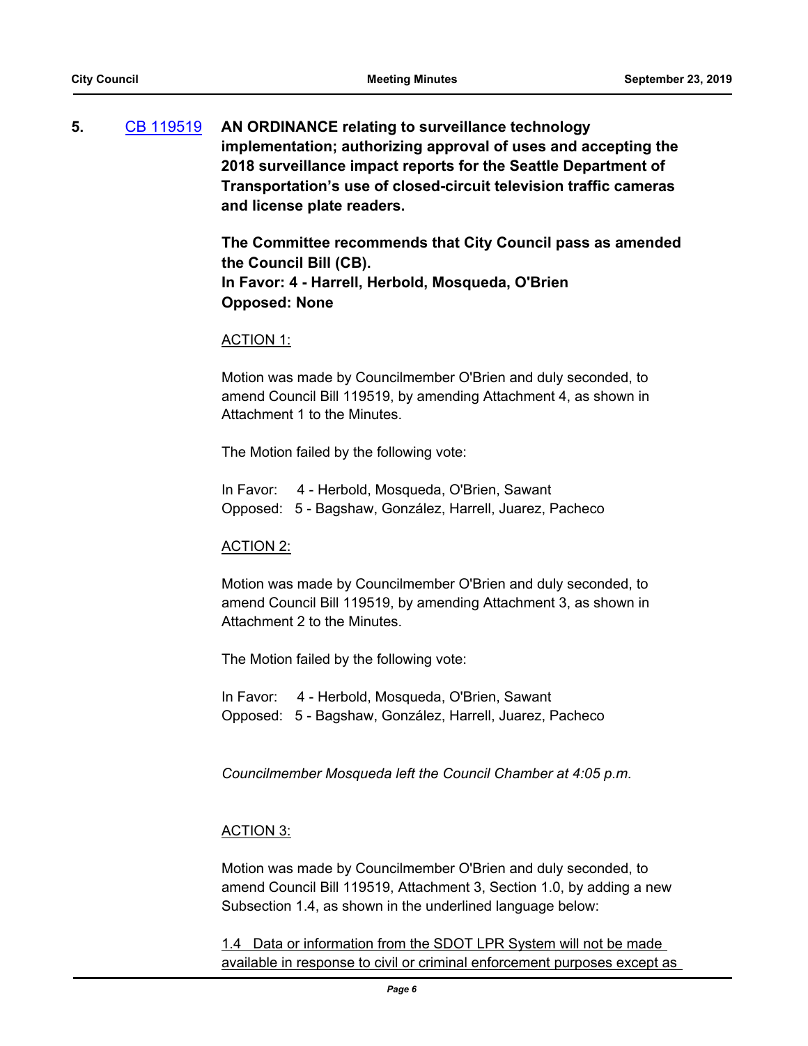**5.** [CB 119519](CB 119519) **AN ORDINANCE relating to surveillance technology implementation; authorizing approval of uses and accepting the 2018 surveillance impact reports for the Seattle Department of Transportation's use of closed-circuit television traffic cameras and license plate readers.**

**The Committee recommends that City Council pass as amended the Council Bill (CB).**
**In Favor: 4 - Harrell, Herbold, Mosqueda, O'Brien**
**Opposed: None**

ACTION 1:

Motion was made by Councilmember O'Brien and duly seconded, to amend Council Bill 119519, by amending Attachment 4, as shown in Attachment 1 to the Minutes.

The Motion failed by the following vote:

In Favor: 4 - Herbold, Mosqueda, O'Brien, Sawant
Opposed: 5 - Bagshaw, González, Harrell, Juarez, Pacheco

ACTION 2:

Motion was made by Councilmember O'Brien and duly seconded, to amend Council Bill 119519, by amending Attachment 3, as shown in Attachment 2 to the Minutes.

The Motion failed by the following vote:

In Favor: 4 - Herbold, Mosqueda, O'Brien, Sawant
Opposed: 5 - Bagshaw, González, Harrell, Juarez, Pacheco

*Councilmember Mosqueda left the Council Chamber at 4:05 p.m.*

ACTION 3:

Motion was made by Councilmember O'Brien and duly seconded, to amend Council Bill 119519, Attachment 3, Section 1.0, by adding a new Subsection 1.4, as shown in the underlined language below:

<u>1.4 Data or information from the SDOT LPR System will not be made available in response to civil or criminal enforcement purposes except as</u>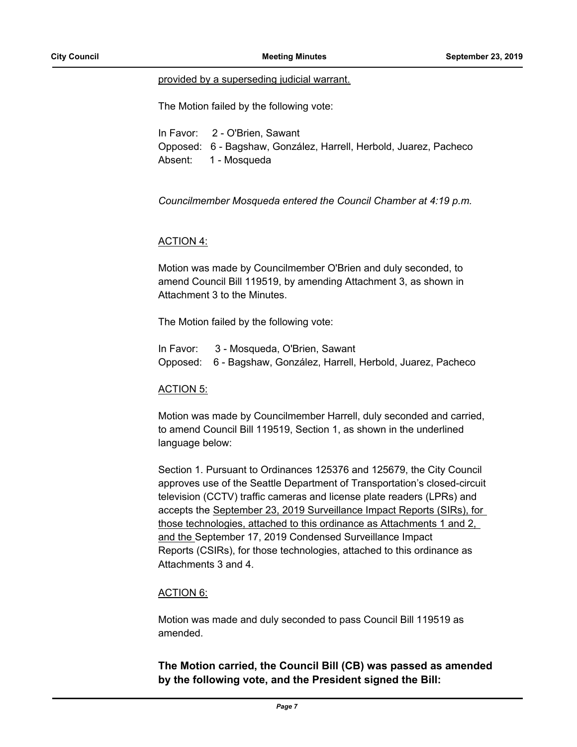<u>provided by a superseding judicial warrant.</u>

The Motion failed by the following vote:

In Favor: 2 - O'Brien, Sawant
Opposed: 6 - Bagshaw, González, Harrell, Herbold, Juarez, Pacheco
Absent: 1 - Mosqueda

*Councilmember Mosqueda entered the Council Chamber at 4:19 p.m.*

<u>ACTION 4:</u>

Motion was made by Councilmember O'Brien and duly seconded, to amend Council Bill 119519, by amending Attachment 3, as shown in Attachment 3 to the Minutes.

The Motion failed by the following vote:

In Favor: 3 - Mosqueda, O'Brien, Sawant
Opposed: 6 - Bagshaw, González, Harrell, Herbold, Juarez, Pacheco

<u>ACTION 5:</u>

Motion was made by Councilmember Harrell, duly seconded and carried, to amend Council Bill 119519, Section 1, as shown in the underlined language below:

Section 1. Pursuant to Ordinances 125376 and 125679, the City Council approves use of the Seattle Department of Transportation's closed-circuit television (CCTV) traffic cameras and license plate readers (LPRs) and accepts the <u>September 23, 2019 Surveillance Impact Reports (SIRs), for those technologies, attached to this ordinance as Attachments 1 and 2, and the</u> September 17, 2019 Condensed Surveillance Impact Reports (CSIRs), for those technologies, attached to this ordinance as Attachments 3 and 4.

<u>ACTION 6:</u>

Motion was made and duly seconded to pass Council Bill 119519 as amended.

**The Motion carried, the Council Bill (CB) was passed as amended by the following vote, and the President signed the Bill:**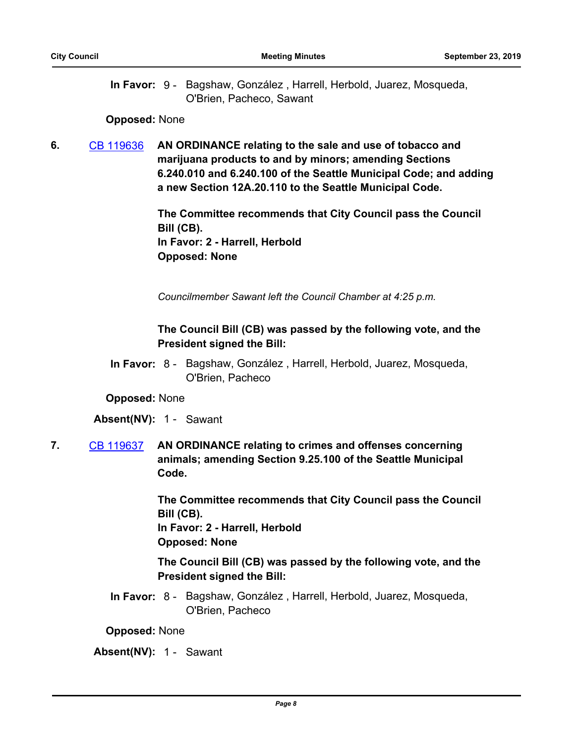**In Favor:** 9 - Bagshaw, González , Harrell, Herbold, Juarez, Mosqueda, O'Brien, Pacheco, Sawant

**Opposed:** None

**6.** CB 119636 **AN ORDINANCE relating to the sale and use of tobacco and marijuana products to and by minors; amending Sections 6.240.010 and 6.240.100 of the Seattle Municipal Code; and adding a new Section 12A.20.110 to the Seattle Municipal Code.**

**The Committee recommends that City Council pass the Council Bill (CB).**
**In Favor: 2 - Harrell, Herbold**
**Opposed: None**

*Councilmember Sawant left the Council Chamber at 4:25 p.m.*

**The Council Bill (CB) was passed by the following vote, and the President signed the Bill:**

**In Favor:** 8 - Bagshaw, González , Harrell, Herbold, Juarez, Mosqueda, O'Brien, Pacheco

**Opposed:** None

**Absent(NV):** 1 - Sawant

**7.** CB 119637 **AN ORDINANCE relating to crimes and offenses concerning animals; amending Section 9.25.100 of the Seattle Municipal Code.**

**The Committee recommends that City Council pass the Council Bill (CB).**
**In Favor: 2 - Harrell, Herbold**
**Opposed: None**

**The Council Bill (CB) was passed by the following vote, and the President signed the Bill:**

**In Favor:** 8 - Bagshaw, González , Harrell, Herbold, Juarez, Mosqueda, O'Brien, Pacheco

**Opposed:** None

**Absent(NV):** 1 - Sawant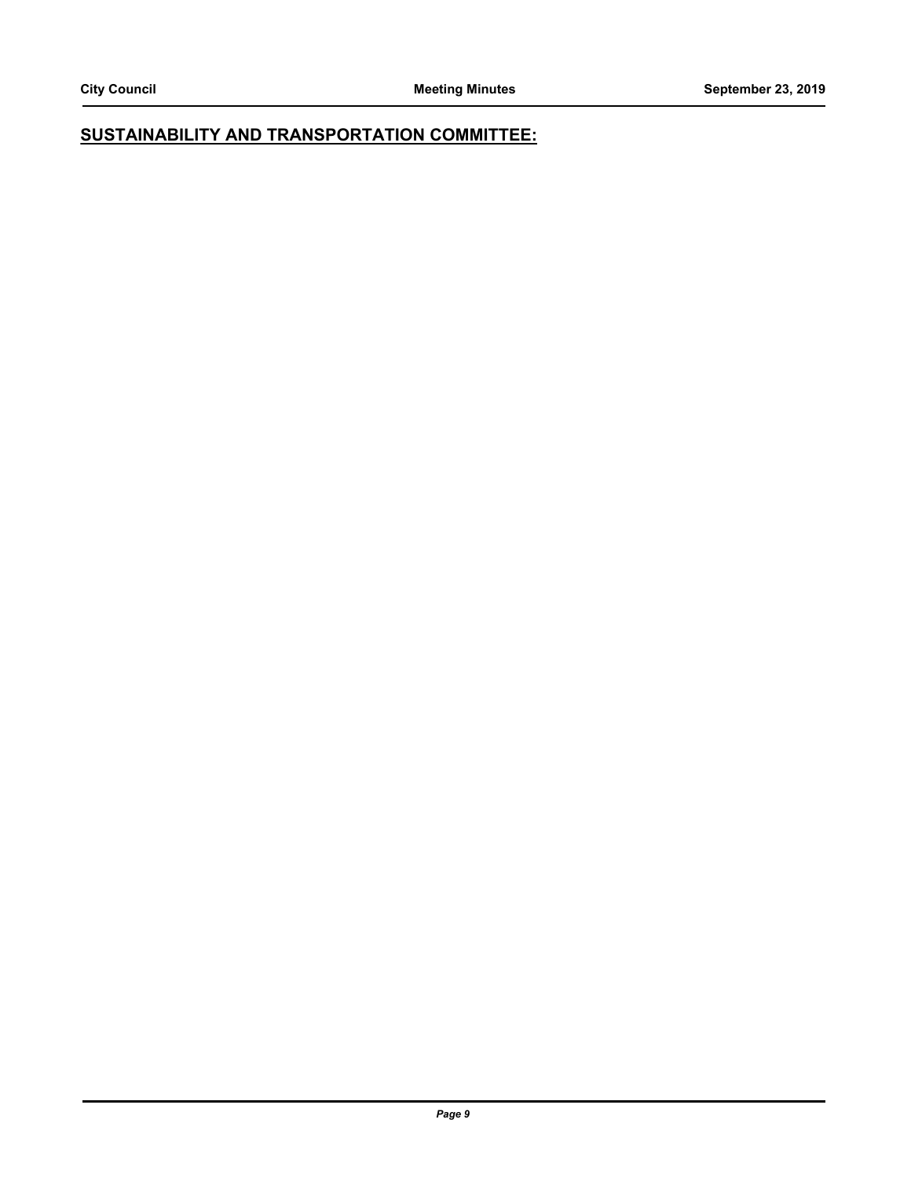## SUSTAINABILITY AND TRANSPORTATION COMMITTEE: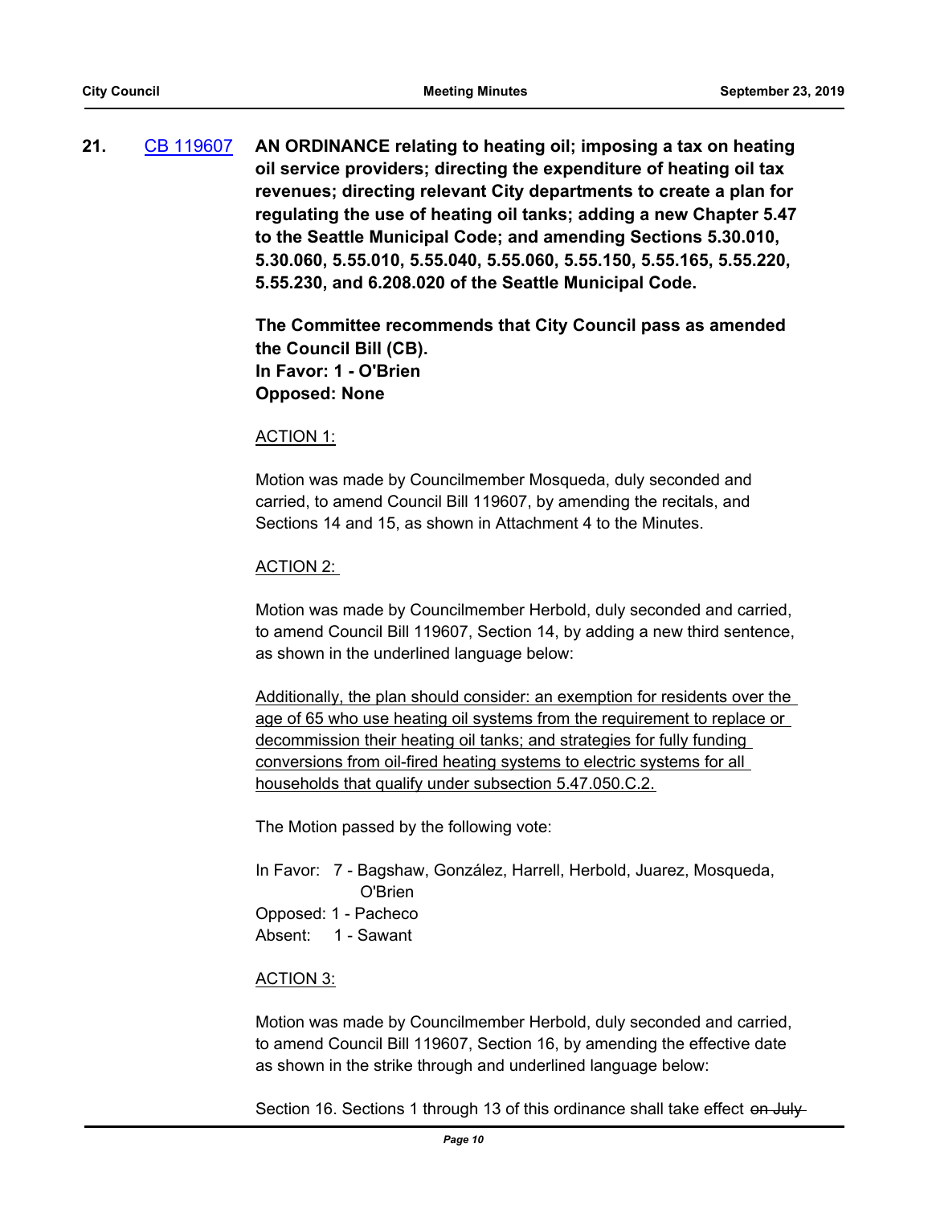**21.** [CB 119607](CB 119607) **AN ORDINANCE relating to heating oil; imposing a tax on heating oil service providers; directing the expenditure of heating oil tax revenues; directing relevant City departments to create a plan for regulating the use of heating oil tanks; adding a new Chapter 5.47 to the Seattle Municipal Code; and amending Sections 5.30.010, 5.30.060, 5.55.010, 5.55.040, 5.55.060, 5.55.150, 5.55.165, 5.55.220, 5.55.230, and 6.208.020 of the Seattle Municipal Code.**

**The Committee recommends that City Council pass as amended the Council Bill (CB).**
**In Favor: 1 - O'Brien**
**Opposed: None**

<u>ACTION 1:</u>

Motion was made by Councilmember Mosqueda, duly seconded and carried, to amend Council Bill 119607, by amending the recitals, and Sections 14 and 15, as shown in Attachment 4 to the Minutes.

<u>ACTION 2:</u>

Motion was made by Councilmember Herbold, duly seconded and carried, to amend Council Bill 119607, Section 14, by adding a new third sentence, as shown in the underlined language below:

<u>Additionally, the plan should consider: an exemption for residents over the age of 65 who use heating oil systems from the requirement to replace or decommission their heating oil tanks; and strategies for fully funding conversions from oil-fired heating systems to electric systems for all households that qualify under subsection 5.47.050.C.2.</u>

The Motion passed by the following vote:

In Favor: 7 - Bagshaw, González, Harrell, Herbold, Juarez, Mosqueda, O'Brien
Opposed: 1 - Pacheco
Absent: 1 - Sawant

<u>ACTION 3:</u>

Motion was made by Councilmember Herbold, duly seconded and carried, to amend Council Bill 119607, Section 16, by amending the effective date as shown in the strike through and underlined language below:

Section 16. Sections 1 through 13 of this ordinance shall take effect ~~on July~~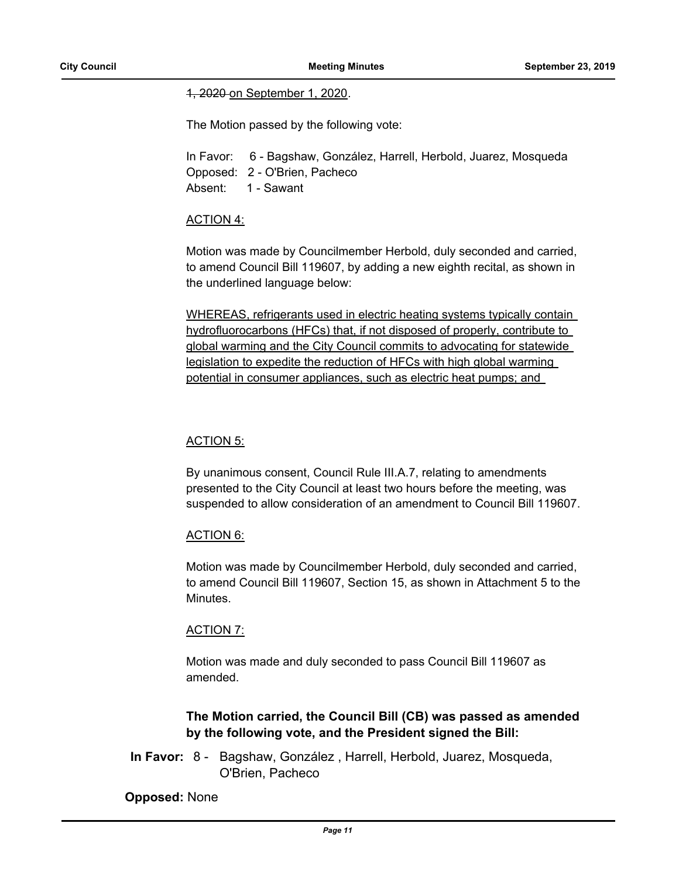~~1, 2020~~ <u>on September 1, 2020</u>.

The Motion passed by the following vote:

In Favor: 6 - Bagshaw, González, Harrell, Herbold, Juarez, Mosqueda
Opposed: 2 - O'Brien, Pacheco
Absent: 1 - Sawant

<u>ACTION 4:</u>

Motion was made by Councilmember Herbold, duly seconded and carried, to amend Council Bill 119607, by adding a new eighth recital, as shown in the underlined language below:

<u>WHEREAS, refrigerants used in electric heating systems typically contain hydrofluorocarbons (HFCs) that, if not disposed of properly, contribute to global warming and the City Council commits to advocating for statewide legislation to expedite the reduction of HFCs with high global warming potential in consumer appliances, such as electric heat pumps; and</u>

<u>ACTION 5:</u>

By unanimous consent, Council Rule III.A.7, relating to amendments presented to the City Council at least two hours before the meeting, was suspended to allow consideration of an amendment to Council Bill 119607.

<u>ACTION 6:</u>

Motion was made by Councilmember Herbold, duly seconded and carried, to amend Council Bill 119607, Section 15, as shown in Attachment 5 to the Minutes.

<u>ACTION 7:</u>

Motion was made and duly seconded to pass Council Bill 119607 as amended.

**The Motion carried, the Council Bill (CB) was passed as amended by the following vote, and the President signed the Bill:**

**In Favor:** 8 - Bagshaw, González , Harrell, Herbold, Juarez, Mosqueda, O'Brien, Pacheco

**Opposed:** None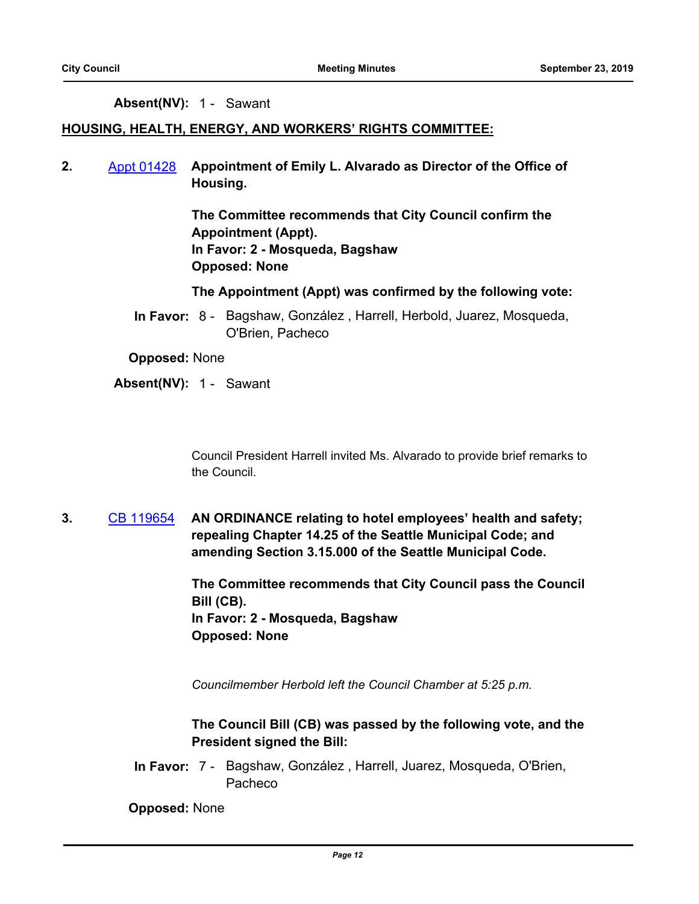**Absent(NV):** 1 - Sawant

**HOUSING, HEALTH, ENERGY, AND WORKERS' RIGHTS COMMITTEE:**

**2.** Appt 01428 **Appointment of Emily L. Alvarado as Director of the Office of Housing.**

**The Committee recommends that City Council confirm the Appointment (Appt).**
**In Favor: 2 - Mosqueda, Bagshaw**
**Opposed: None**

**The Appointment (Appt) was confirmed by the following vote:**

**In Favor:** 8 - Bagshaw, González , Harrell, Herbold, Juarez, Mosqueda, O'Brien, Pacheco

**Opposed:** None

**Absent(NV):** 1 - Sawant

Council President Harrell invited Ms. Alvarado to provide brief remarks to the Council.

**3.** CB 119654 **AN ORDINANCE relating to hotel employees' health and safety; repealing Chapter 14.25 of the Seattle Municipal Code; and amending Section 3.15.000 of the Seattle Municipal Code.**

**The Committee recommends that City Council pass the Council Bill (CB).**
**In Favor: 2 - Mosqueda, Bagshaw**
**Opposed: None**

*Councilmember Herbold left the Council Chamber at 5:25 p.m.*

**The Council Bill (CB) was passed by the following vote, and the President signed the Bill:**

**In Favor:** 7 - Bagshaw, González , Harrell, Juarez, Mosqueda, O'Brien, Pacheco

**Opposed:** None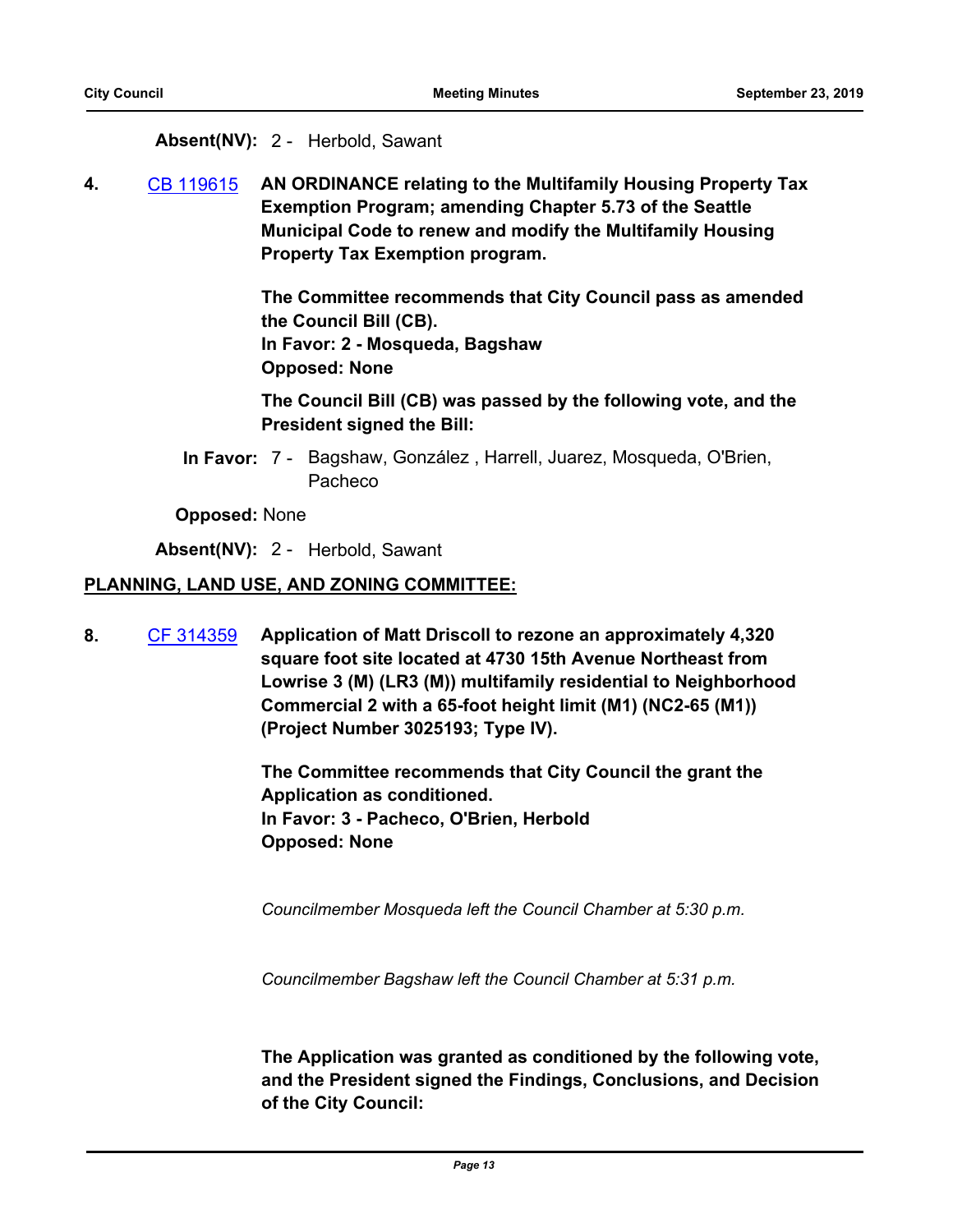**Absent(NV):** 2 - Herbold, Sawant

**4.** CB 119615 **AN ORDINANCE relating to the Multifamily Housing Property Tax Exemption Program; amending Chapter 5.73 of the Seattle Municipal Code to renew and modify the Multifamily Housing Property Tax Exemption program.**

**The Committee recommends that City Council pass as amended the Council Bill (CB).**
**In Favor: 2 - Mosqueda, Bagshaw**
**Opposed: None**

**The Council Bill (CB) was passed by the following vote, and the President signed the Bill:**

**In Favor:** 7 - Bagshaw, González , Harrell, Juarez, Mosqueda, O'Brien, Pacheco

**Opposed:** None

**Absent(NV):** 2 - Herbold, Sawant

## PLANNING, LAND USE, AND ZONING COMMITTEE:

**8.** CF 314359 **Application of Matt Driscoll to rezone an approximately 4,320 square foot site located at 4730 15th Avenue Northeast from Lowrise 3 (M) (LR3 (M)) multifamily residential to Neighborhood Commercial 2 with a 65-foot height limit (M1) (NC2-65 (M1)) (Project Number 3025193; Type IV).**

**The Committee recommends that City Council the grant the Application as conditioned.**
**In Favor: 3 - Pacheco, O'Brien, Herbold**
**Opposed: None**

*Councilmember Mosqueda left the Council Chamber at 5:30 p.m.*

*Councilmember Bagshaw left the Council Chamber at 5:31 p.m.*

**The Application was granted as conditioned by the following vote, and the President signed the Findings, Conclusions, and Decision of the City Council:**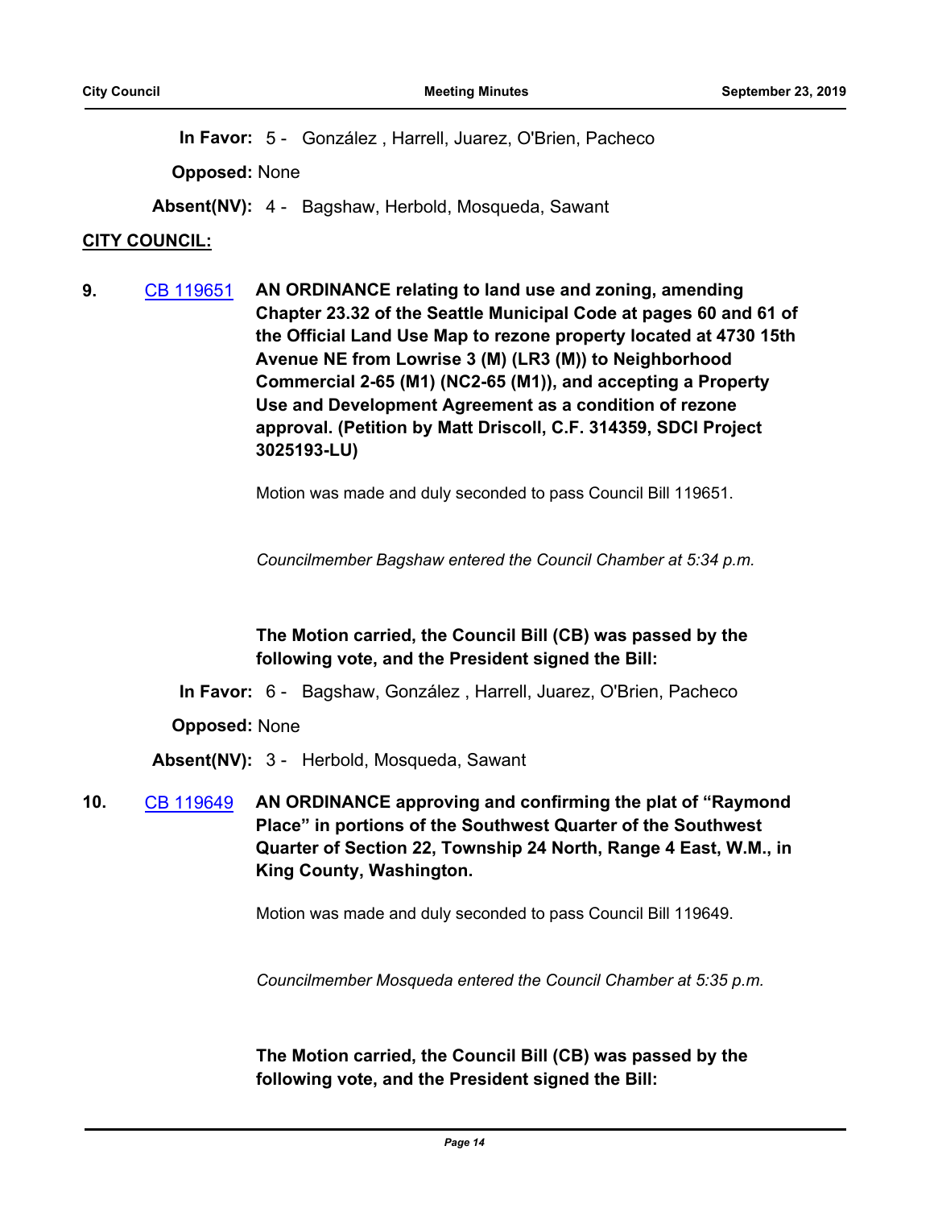**In Favor:** 5 - González , Harrell, Juarez, O'Brien, Pacheco

**Opposed:** None

**Absent(NV):** 4 - Bagshaw, Herbold, Mosqueda, Sawant

**CITY COUNCIL:**

**9.** CB 119651 **AN ORDINANCE relating to land use and zoning, amending Chapter 23.32 of the Seattle Municipal Code at pages 60 and 61 of the Official Land Use Map to rezone property located at 4730 15th Avenue NE from Lowrise 3 (M) (LR3 (M)) to Neighborhood Commercial 2-65 (M1) (NC2-65 (M1)), and accepting a Property Use and Development Agreement as a condition of rezone approval. (Petition by Matt Driscoll, C.F. 314359, SDCI Project 3025193-LU)**

Motion was made and duly seconded to pass Council Bill 119651.

*Councilmember Bagshaw entered the Council Chamber at 5:34 p.m.*

**The Motion carried, the Council Bill (CB) was passed by the following vote, and the President signed the Bill:**

**In Favor:** 6 - Bagshaw, González , Harrell, Juarez, O'Brien, Pacheco

**Opposed:** None

**Absent(NV):** 3 - Herbold, Mosqueda, Sawant

**10.** CB 119649 **AN ORDINANCE approving and confirming the plat of "Raymond Place" in portions of the Southwest Quarter of the Southwest Quarter of Section 22, Township 24 North, Range 4 East, W.M., in King County, Washington.**

Motion was made and duly seconded to pass Council Bill 119649.

*Councilmember Mosqueda entered the Council Chamber at 5:35 p.m.*

**The Motion carried, the Council Bill (CB) was passed by the following vote, and the President signed the Bill:**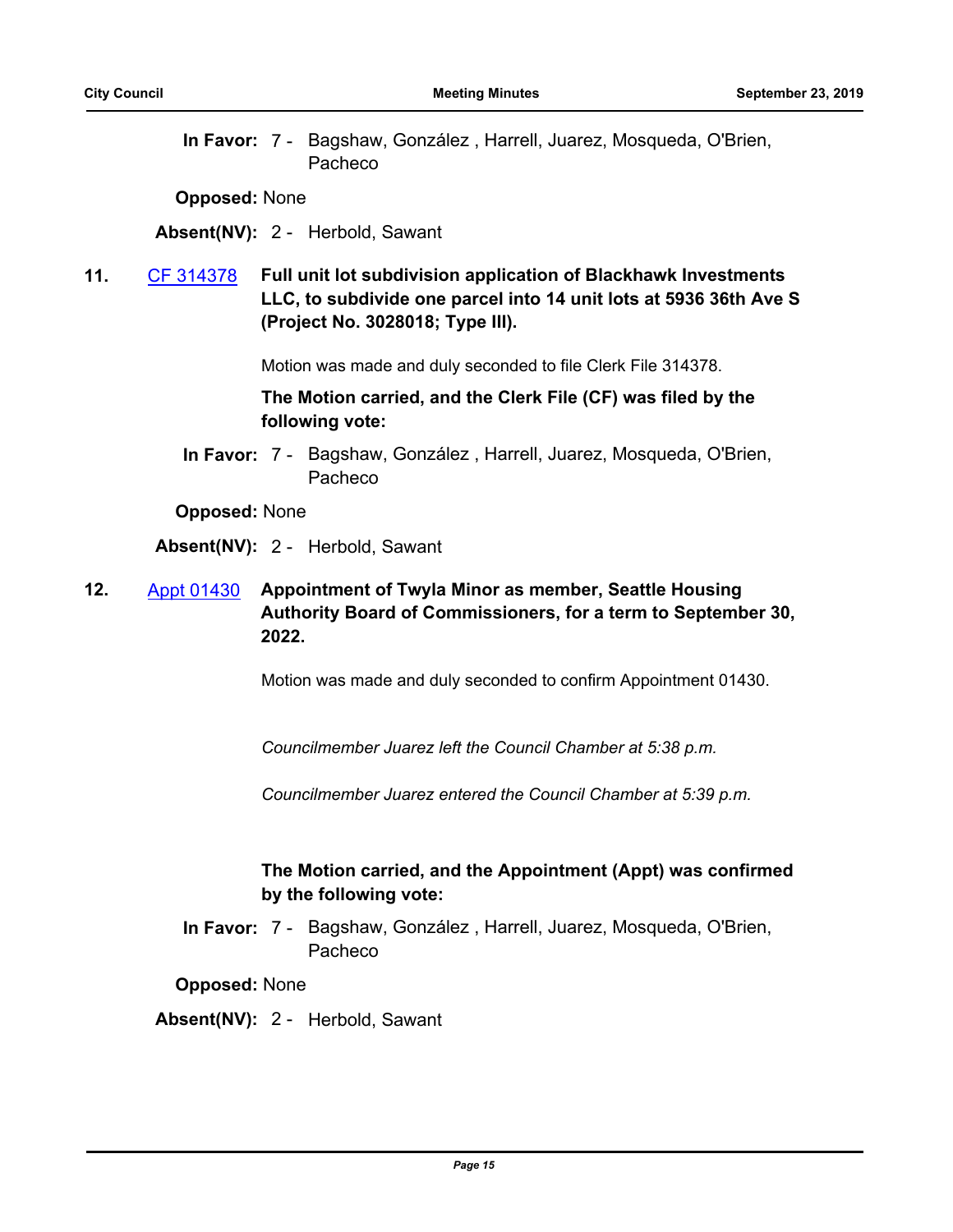**In Favor:** 7 - Bagshaw, González , Harrell, Juarez, Mosqueda, O'Brien, Pacheco

**Opposed:** None

**Absent(NV):** 2 - Herbold, Sawant

**11.** CF 314378 **Full unit lot subdivision application of Blackhawk Investments LLC, to subdivide one parcel into 14 unit lots at 5936 36th Ave S (Project No. 3028018; Type III).**

Motion was made and duly seconded to file Clerk File 314378.

**The Motion carried, and the Clerk File (CF) was filed by the following vote:**

**In Favor:** 7 - Bagshaw, González , Harrell, Juarez, Mosqueda, O'Brien, Pacheco

**Opposed:** None

**Absent(NV):** 2 - Herbold, Sawant

**12.** Appt 01430 **Appointment of Twyla Minor as member, Seattle Housing Authority Board of Commissioners, for a term to September 30, 2022.**

Motion was made and duly seconded to confirm Appointment 01430.

*Councilmember Juarez left the Council Chamber at 5:38 p.m.*

*Councilmember Juarez entered the Council Chamber at 5:39 p.m.*

**The Motion carried, and the Appointment (Appt) was confirmed by the following vote:**

**In Favor:** 7 - Bagshaw, González , Harrell, Juarez, Mosqueda, O'Brien, Pacheco

**Opposed:** None

**Absent(NV):** 2 - Herbold, Sawant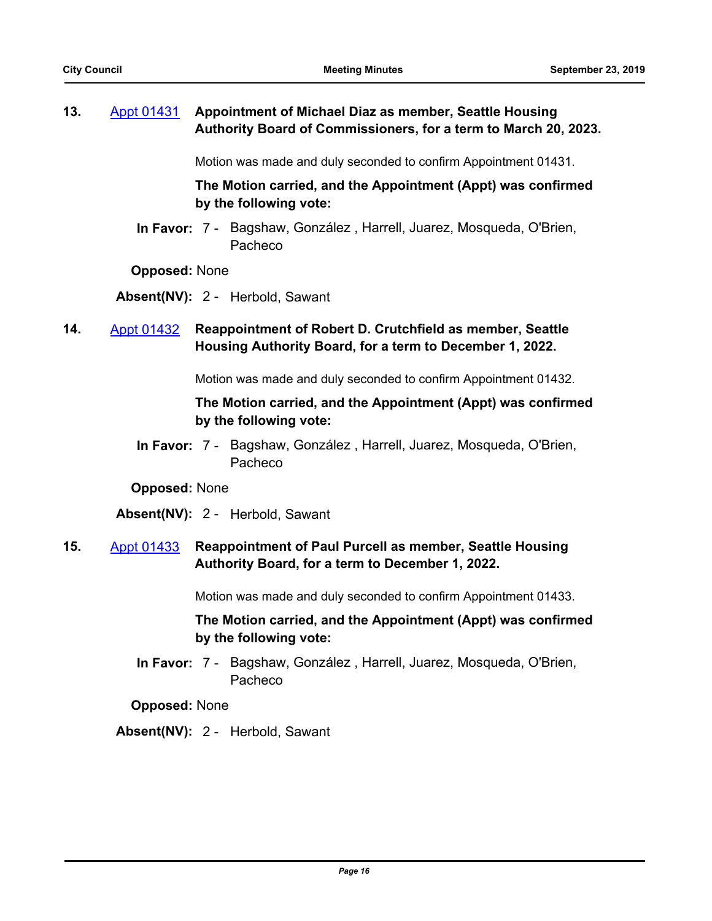**13.** [Appt 01431] **Appointment of Michael Diaz as member, Seattle Housing Authority Board of Commissioners, for a term to March 20, 2023.**

Motion was made and duly seconded to confirm Appointment 01431.

**The Motion carried, and the Appointment (Appt) was confirmed by the following vote:**

**In Favor:** 7 - Bagshaw, González , Harrell, Juarez, Mosqueda, O'Brien, Pacheco

**Opposed:** None

**Absent(NV):** 2 - Herbold, Sawant

**14.** [Appt 01432] **Reappointment of Robert D. Crutchfield as member, Seattle Housing Authority Board, for a term to December 1, 2022.**

Motion was made and duly seconded to confirm Appointment 01432.

**The Motion carried, and the Appointment (Appt) was confirmed by the following vote:**

**In Favor:** 7 - Bagshaw, González , Harrell, Juarez, Mosqueda, O'Brien, Pacheco

**Opposed:** None

**Absent(NV):** 2 - Herbold, Sawant

**15.** [Appt 01433] **Reappointment of Paul Purcell as member, Seattle Housing Authority Board, for a term to December 1, 2022.**

Motion was made and duly seconded to confirm Appointment 01433.

**The Motion carried, and the Appointment (Appt) was confirmed by the following vote:**

**In Favor:** 7 - Bagshaw, González , Harrell, Juarez, Mosqueda, O'Brien, Pacheco

**Opposed:** None

**Absent(NV):** 2 - Herbold, Sawant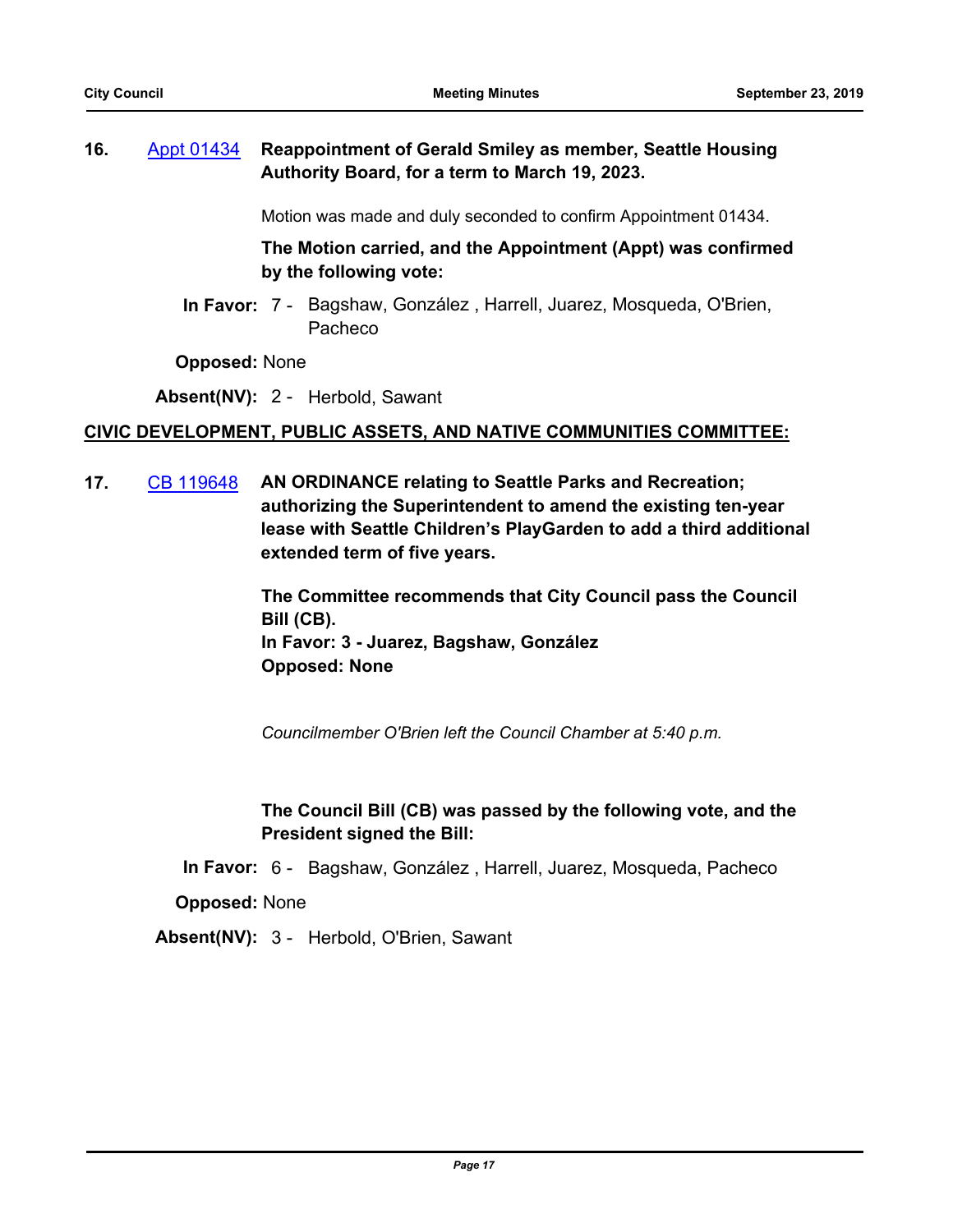**16.** [Appt 01434](#) **Reappointment of Gerald Smiley as member, Seattle Housing Authority Board, for a term to March 19, 2023.**

Motion was made and duly seconded to confirm Appointment 01434.

**The Motion carried, and the Appointment (Appt) was confirmed by the following vote:**

**In Favor:** 7 - Bagshaw, González , Harrell, Juarez, Mosqueda, O'Brien, Pacheco

**Opposed:** None

**Absent(NV):** 2 - Herbold, Sawant

**CIVIC DEVELOPMENT, PUBLIC ASSETS, AND NATIVE COMMUNITIES COMMITTEE:**

**17.** [CB 119648](#) **AN ORDINANCE relating to Seattle Parks and Recreation; authorizing the Superintendent to amend the existing ten-year lease with Seattle Children's PlayGarden to add a third additional extended term of five years.**

**The Committee recommends that City Council pass the Council Bill (CB).**
**In Favor: 3 - Juarez, Bagshaw, González**
**Opposed: None**

*Councilmember O'Brien left the Council Chamber at 5:40 p.m.*

**The Council Bill (CB) was passed by the following vote, and the President signed the Bill:**

**In Favor:** 6 - Bagshaw, González , Harrell, Juarez, Mosqueda, Pacheco

**Opposed:** None

**Absent(NV):** 3 - Herbold, O'Brien, Sawant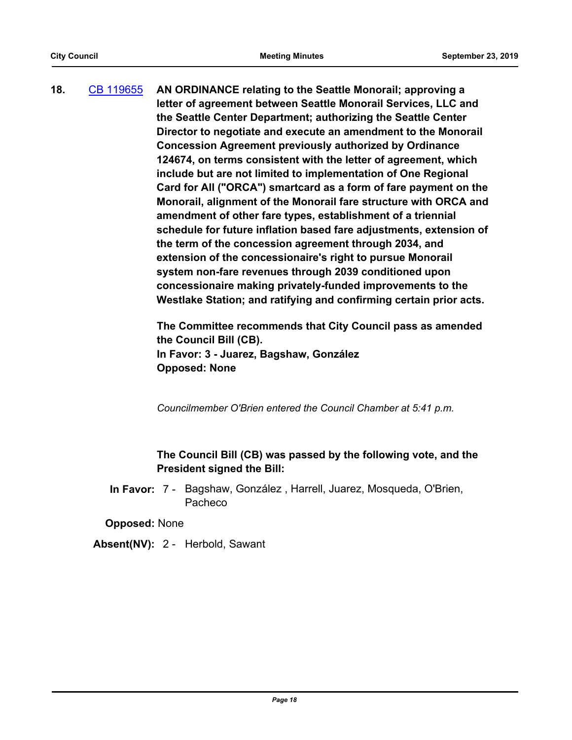**18.** [CB 119655] **AN ORDINANCE relating to the Seattle Monorail; approving a letter of agreement between Seattle Monorail Services, LLC and the Seattle Center Department; authorizing the Seattle Center Director to negotiate and execute an amendment to the Monorail Concession Agreement previously authorized by Ordinance 124674, on terms consistent with the letter of agreement, which include but are not limited to implementation of One Regional Card for All ("ORCA") smartcard as a form of fare payment on the Monorail, alignment of the Monorail fare structure with ORCA and amendment of other fare types, establishment of a triennial schedule for future inflation based fare adjustments, extension of the term of the concession agreement through 2034, and extension of the concessionaire's right to pursue Monorail system non-fare revenues through 2039 conditioned upon concessionaire making privately-funded improvements to the Westlake Station; and ratifying and confirming certain prior acts.**

**The Committee recommends that City Council pass as amended the Council Bill (CB).**
**In Favor: 3 - Juarez, Bagshaw, González**
**Opposed: None**

*Councilmember O'Brien entered the Council Chamber at 5:41 p.m.*

**The Council Bill (CB) was passed by the following vote, and the President signed the Bill:**

**In Favor:** 7 - Bagshaw, González , Harrell, Juarez, Mosqueda, O'Brien, Pacheco

**Opposed:** None

**Absent(NV):** 2 - Herbold, Sawant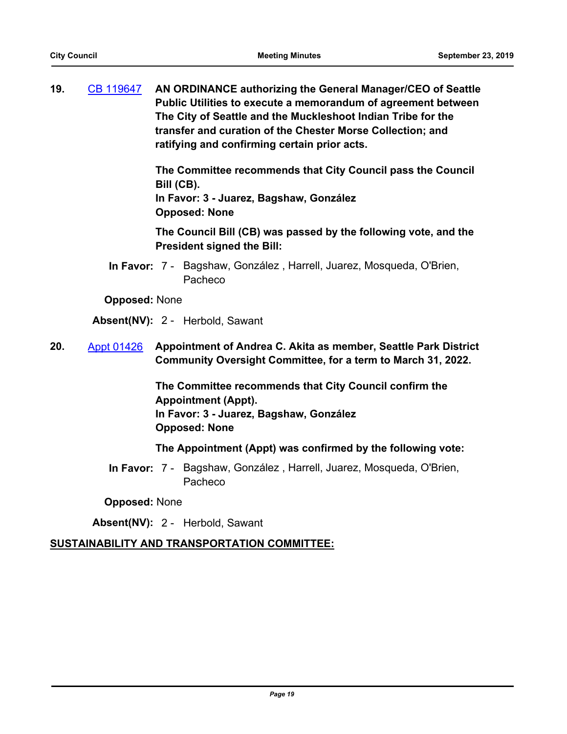**19.** [CB 119647](CB 119647) **AN ORDINANCE authorizing the General Manager/CEO of Seattle Public Utilities to execute a memorandum of agreement between The City of Seattle and the Muckleshoot Indian Tribe for the transfer and curation of the Chester Morse Collection; and ratifying and confirming certain prior acts.**

**The Committee recommends that City Council pass the Council Bill (CB).**
**In Favor: 3 - Juarez, Bagshaw, González**
**Opposed: None**

**The Council Bill (CB) was passed by the following vote, and the President signed the Bill:**

**In Favor:** 7 - Bagshaw, González , Harrell, Juarez, Mosqueda, O'Brien, Pacheco

**Opposed:** None

**Absent(NV):** 2 - Herbold, Sawant

**20.** [Appt 01426](Appt 01426) **Appointment of Andrea C. Akita as member, Seattle Park District Community Oversight Committee, for a term to March 31, 2022.**

**The Committee recommends that City Council confirm the Appointment (Appt).**
**In Favor: 3 - Juarez, Bagshaw, González**
**Opposed: None**

**The Appointment (Appt) was confirmed by the following vote:**

**In Favor:** 7 - Bagshaw, González , Harrell, Juarez, Mosqueda, O'Brien, Pacheco

**Opposed:** None

**Absent(NV):** 2 - Herbold, Sawant

**SUSTAINABILITY AND TRANSPORTATION COMMITTEE:**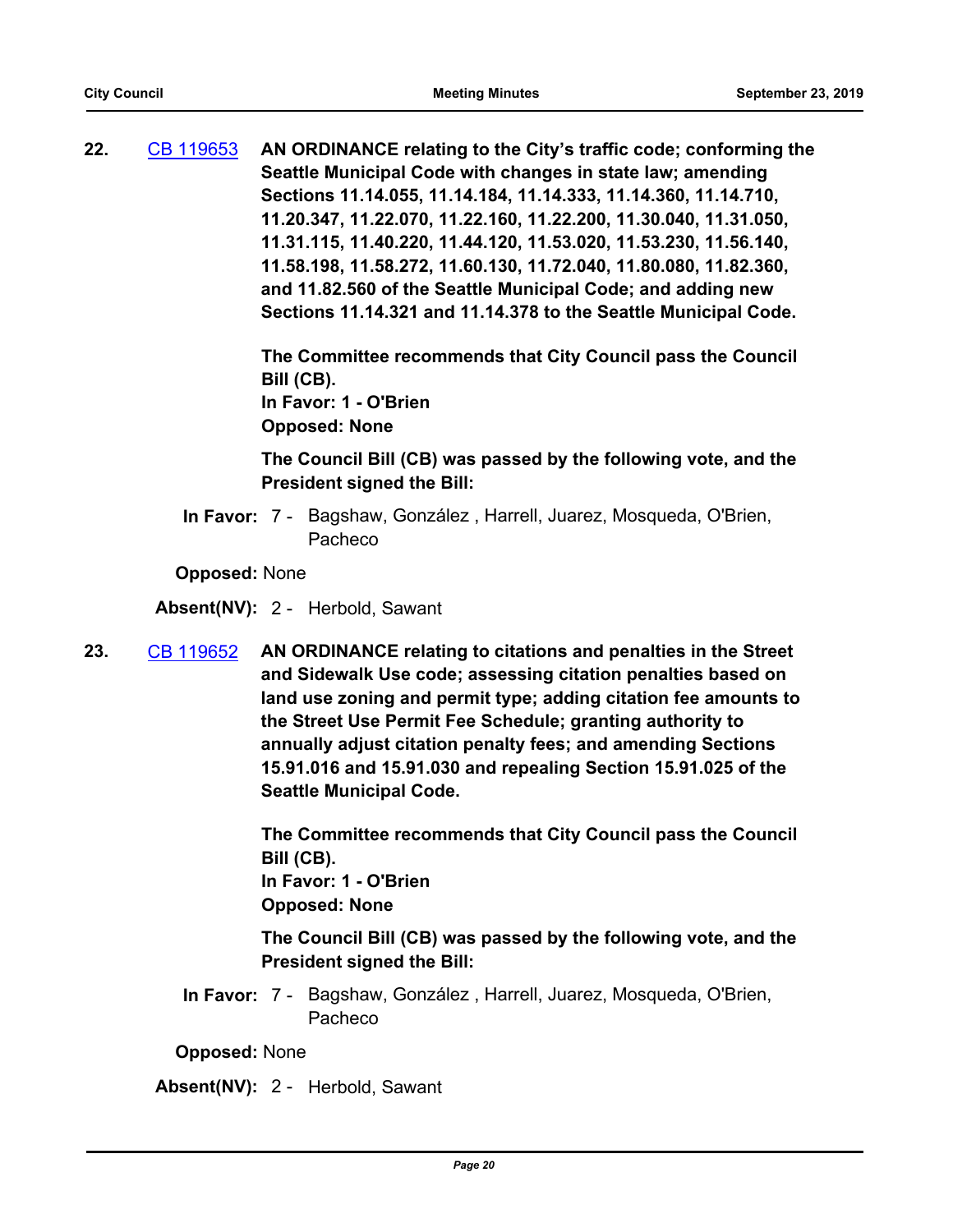**22.** [CB 119653](CB 119653) **AN ORDINANCE relating to the City's traffic code; conforming the Seattle Municipal Code with changes in state law; amending Sections 11.14.055, 11.14.184, 11.14.333, 11.14.360, 11.14.710, 11.20.347, 11.22.070, 11.22.160, 11.22.200, 11.30.040, 11.31.050, 11.31.115, 11.40.220, 11.44.120, 11.53.020, 11.53.230, 11.56.140, 11.58.198, 11.58.272, 11.60.130, 11.72.040, 11.80.080, 11.82.360, and 11.82.560 of the Seattle Municipal Code; and adding new Sections 11.14.321 and 11.14.378 to the Seattle Municipal Code.**

**The Committee recommends that City Council pass the Council Bill (CB).**
**In Favor: 1 - O'Brien**
**Opposed: None**

**The Council Bill (CB) was passed by the following vote, and the President signed the Bill:**

**In Favor:** 7 - Bagshaw, González , Harrell, Juarez, Mosqueda, O'Brien, Pacheco

**Opposed:** None

**Absent(NV):** 2 - Herbold, Sawant

**23.** [CB 119652](CB 119652) **AN ORDINANCE relating to citations and penalties in the Street and Sidewalk Use code; assessing citation penalties based on land use zoning and permit type; adding citation fee amounts to the Street Use Permit Fee Schedule; granting authority to annually adjust citation penalty fees; and amending Sections 15.91.016 and 15.91.030 and repealing Section 15.91.025 of the Seattle Municipal Code.**

**The Committee recommends that City Council pass the Council Bill (CB).**
**In Favor: 1 - O'Brien**
**Opposed: None**

**The Council Bill (CB) was passed by the following vote, and the President signed the Bill:**

**In Favor:** 7 - Bagshaw, González , Harrell, Juarez, Mosqueda, O'Brien, Pacheco

**Opposed:** None

**Absent(NV):** 2 - Herbold, Sawant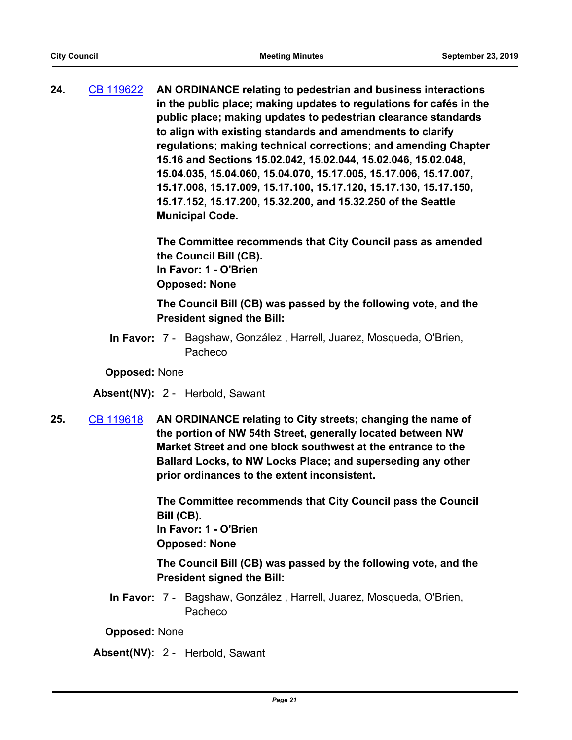**24.** CB 119622 **AN ORDINANCE relating to pedestrian and business interactions in the public place; making updates to regulations for cafés in the public place; making updates to pedestrian clearance standards to align with existing standards and amendments to clarify regulations; making technical corrections; and amending Chapter 15.16 and Sections 15.02.042, 15.02.044, 15.02.046, 15.02.048, 15.04.035, 15.04.060, 15.04.070, 15.17.005, 15.17.006, 15.17.007, 15.17.008, 15.17.009, 15.17.100, 15.17.120, 15.17.130, 15.17.150, 15.17.152, 15.17.200, 15.32.200, and 15.32.250 of the Seattle Municipal Code.**

**The Committee recommends that City Council pass as amended the Council Bill (CB).**
**In Favor: 1 - O'Brien**
**Opposed: None**

**The Council Bill (CB) was passed by the following vote, and the President signed the Bill:**

**In Favor:** 7 - Bagshaw, González , Harrell, Juarez, Mosqueda, O'Brien, Pacheco

**Opposed:** None

**Absent(NV):** 2 - Herbold, Sawant

**25.** CB 119618 **AN ORDINANCE relating to City streets; changing the name of the portion of NW 54th Street, generally located between NW Market Street and one block southwest at the entrance to the Ballard Locks, to NW Locks Place; and superseding any other prior ordinances to the extent inconsistent.**

**The Committee recommends that City Council pass the Council Bill (CB).**
**In Favor: 1 - O'Brien**
**Opposed: None**

**The Council Bill (CB) was passed by the following vote, and the President signed the Bill:**

**In Favor:** 7 - Bagshaw, González , Harrell, Juarez, Mosqueda, O'Brien, Pacheco

**Opposed:** None

**Absent(NV):** 2 - Herbold, Sawant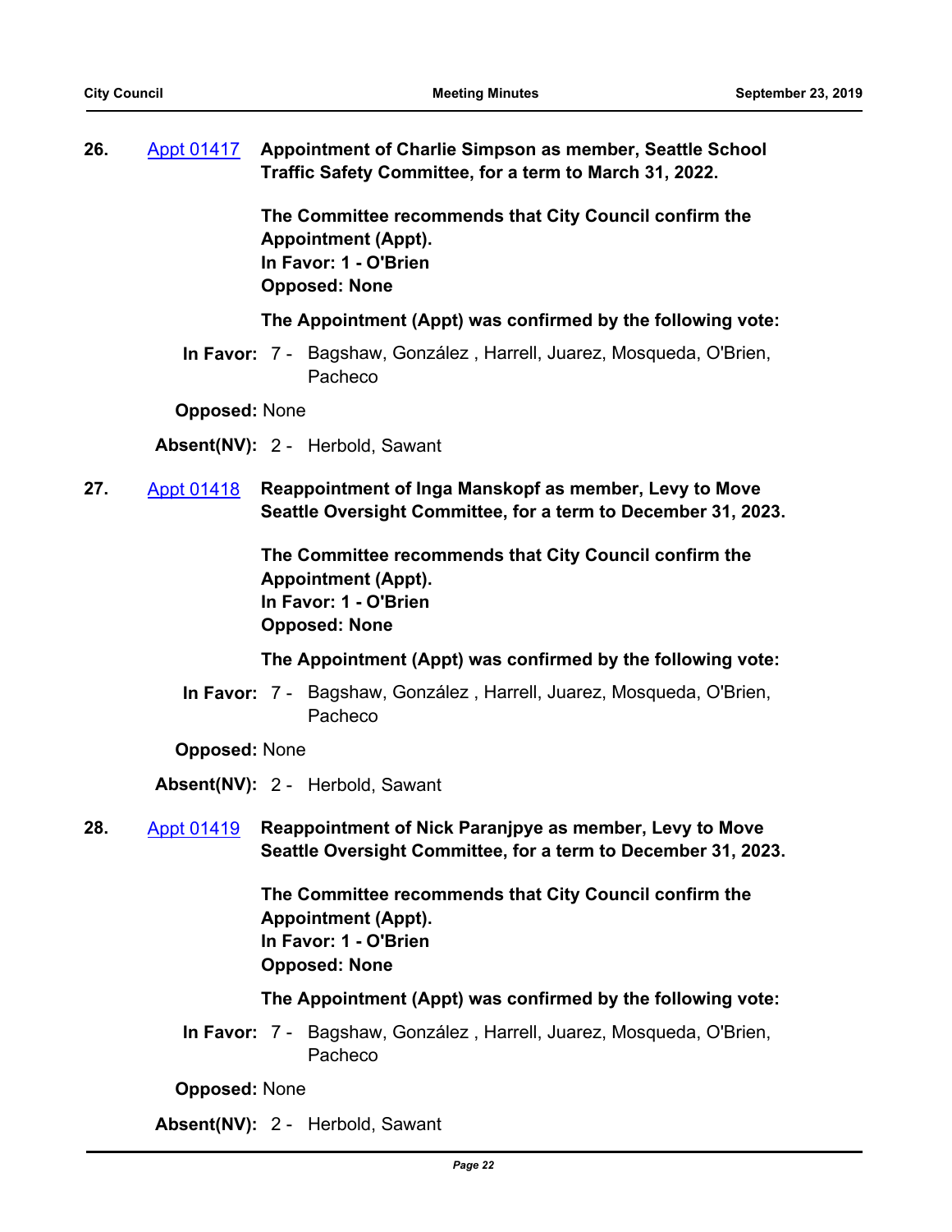**26.** [Appt 01417](#) **Appointment of Charlie Simpson as member, Seattle School Traffic Safety Committee, for a term to March 31, 2022.**

**The Committee recommends that City Council confirm the Appointment (Appt).**
**In Favor: 1 - O'Brien**
**Opposed: None**

**The Appointment (Appt) was confirmed by the following vote:**

**In Favor:** 7 - Bagshaw, González , Harrell, Juarez, Mosqueda, O'Brien, Pacheco

**Opposed:** None

**Absent(NV):** 2 - Herbold, Sawant

**27.** [Appt 01418](#) **Reappointment of Inga Manskopf as member, Levy to Move Seattle Oversight Committee, for a term to December 31, 2023.**

**The Committee recommends that City Council confirm the Appointment (Appt).**
**In Favor: 1 - O'Brien**
**Opposed: None**

**The Appointment (Appt) was confirmed by the following vote:**

**In Favor:** 7 - Bagshaw, González , Harrell, Juarez, Mosqueda, O'Brien, Pacheco

**Opposed:** None

**Absent(NV):** 2 - Herbold, Sawant

**28.** [Appt 01419](#) **Reappointment of Nick Paranjpye as member, Levy to Move Seattle Oversight Committee, for a term to December 31, 2023.**

**The Committee recommends that City Council confirm the Appointment (Appt).**
**In Favor: 1 - O'Brien**
**Opposed: None**

**The Appointment (Appt) was confirmed by the following vote:**

**In Favor:** 7 - Bagshaw, González , Harrell, Juarez, Mosqueda, O'Brien, Pacheco

**Opposed:** None

**Absent(NV):** 2 - Herbold, Sawant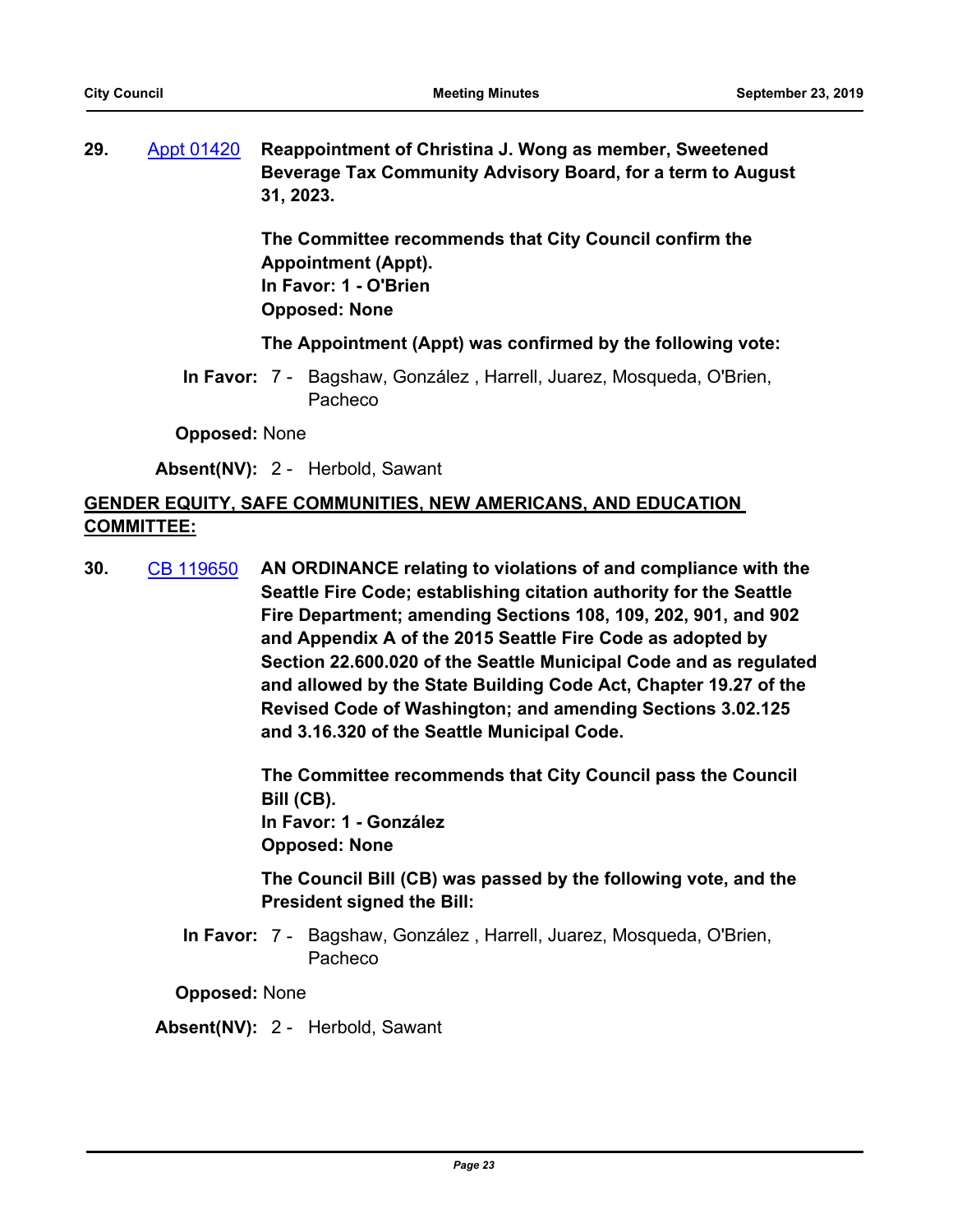**29.** Appt 01420 **Reappointment of Christina J. Wong as member, Sweetened Beverage Tax Community Advisory Board, for a term to August 31, 2023.**

**The Committee recommends that City Council confirm the Appointment (Appt).**
**In Favor: 1 - O'Brien**
**Opposed: None**

**The Appointment (Appt) was confirmed by the following vote:**

**In Favor:** 7 - Bagshaw, González , Harrell, Juarez, Mosqueda, O'Brien, Pacheco

**Opposed:** None

**Absent(NV):** 2 - Herbold, Sawant

## GENDER EQUITY, SAFE COMMUNITIES, NEW AMERICANS, AND EDUCATION COMMITTEE:

**30.** CB 119650 **AN ORDINANCE relating to violations of and compliance with the Seattle Fire Code; establishing citation authority for the Seattle Fire Department; amending Sections 108, 109, 202, 901, and 902 and Appendix A of the 2015 Seattle Fire Code as adopted by Section 22.600.020 of the Seattle Municipal Code and as regulated and allowed by the State Building Code Act, Chapter 19.27 of the Revised Code of Washington; and amending Sections 3.02.125 and 3.16.320 of the Seattle Municipal Code.**

**The Committee recommends that City Council pass the Council Bill (CB).**
**In Favor: 1 - González**
**Opposed: None**

**The Council Bill (CB) was passed by the following vote, and the President signed the Bill:**

**In Favor:** 7 - Bagshaw, González , Harrell, Juarez, Mosqueda, O'Brien, Pacheco

**Opposed:** None

**Absent(NV):** 2 - Herbold, Sawant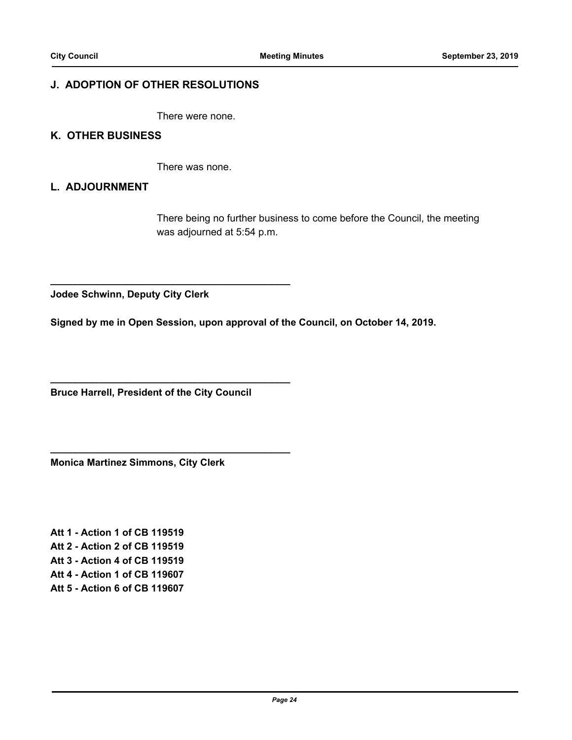## J. ADOPTION OF OTHER RESOLUTIONS

There were none.

## K. OTHER BUSINESS

There was none.

## L. ADJOURNMENT

There being no further business to come before the Council, the meeting was adjourned at 5:54 p.m.

\_\_\_\_\_\_\_\_\_\_\_\_\_\_\_\_\_\_\_\_\_\_\_\_\_\_\_\_\_\_\_\_\_\_\_\_\_\_\_\_\_\_\_\_

**Jodee Schwinn, Deputy City Clerk**

**Signed by me in Open Session, upon approval of the Council, on October 14, 2019.**

\_\_\_\_\_\_\_\_\_\_\_\_\_\_\_\_\_\_\_\_\_\_\_\_\_\_\_\_\_\_\_\_\_\_\_\_\_\_\_\_\_\_\_\_

**Bruce Harrell, President of the City Council**

\_\_\_\_\_\_\_\_\_\_\_\_\_\_\_\_\_\_\_\_\_\_\_\_\_\_\_\_\_\_\_\_\_\_\_\_\_\_\_\_\_\_\_\_

**Monica Martinez Simmons, City Clerk**

**Att 1 - Action 1 of CB 119519**
**Att 2 - Action 2 of CB 119519**
**Att 3 - Action 4 of CB 119519**
**Att 4 - Action 1 of CB 119607**
**Att 5 - Action 6 of CB 119607**